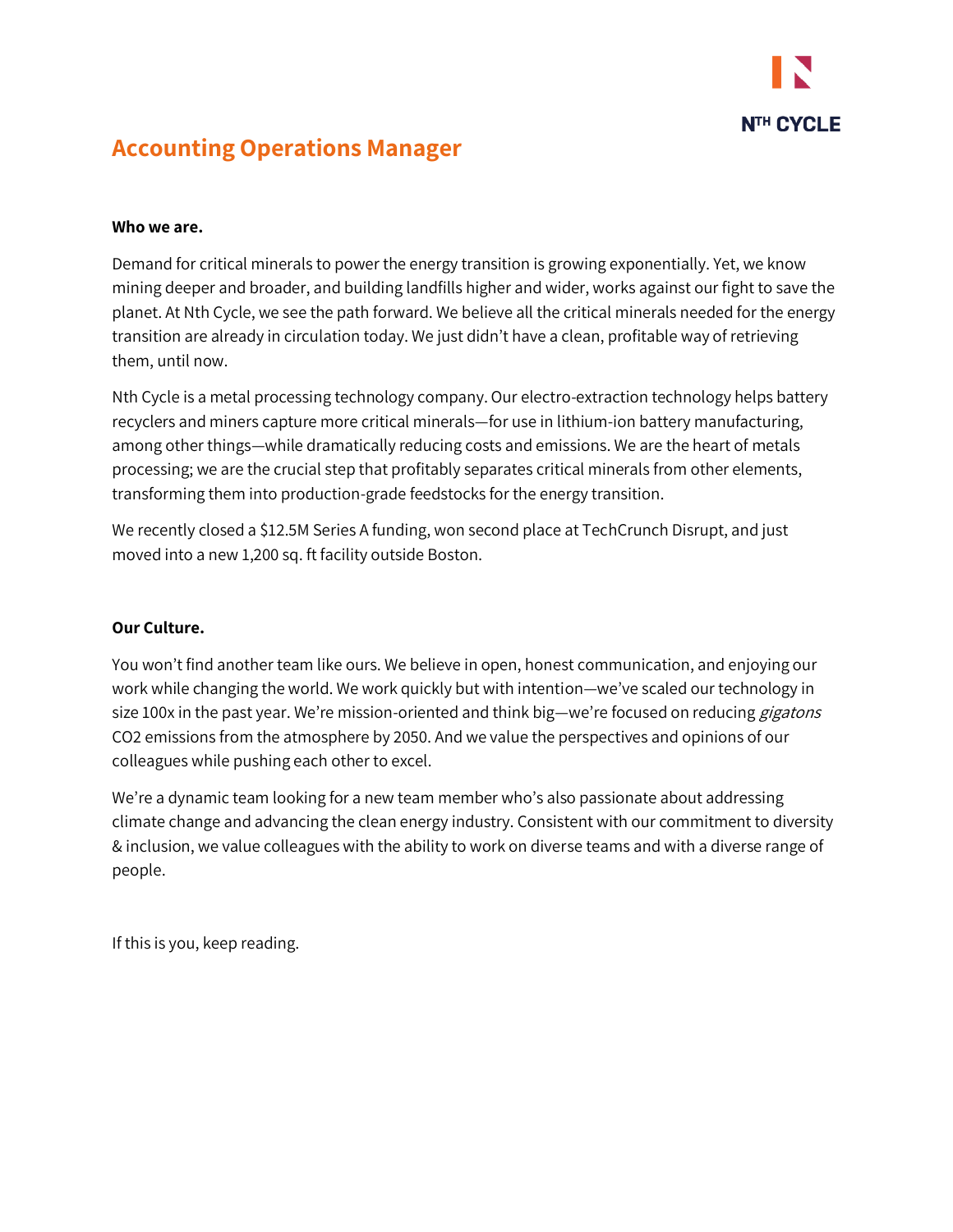# Accounting Operations Manager

**Who we are.**

Demand for critical minerals to power the energy transition is growing exponentially. Yet, we know mining deeper and broader, and building landfills higher and wider, works against our fight to save the planet. At Nth Cycle, we see the path forward. We believe all the critical minerals needed for the energy transition are already in circulation today. We just didn't have a clean, profitable way of retrieving them, until now.

Nth Cycle is a metal processing technology company. Our electro-extraction technology helps battery recyclers and miners capture more critical minerals—for use in lithium-ion battery manufacturing, among other things—while dramatically reducing costs and emissions. We are the heart of metals processing; we are the crucial step that profitably separates critical minerals from other elements, transforming them into production-grade feedstocks for the energy transition.

We recently closed a $12.5M Series A funding, won second place at TechCrunch Disrupt, and just moved into a new 1,200 sq. ft facility outside Boston.

**Our Culture.**

You won't find another team like ours. We believe in open, honest communication, and enjoying our work while changing the world. We work quickly but with intention—we've scaled our technology in size 100x in the past year. We're mission-oriented and think big—we're focused on reducing *gigatons* CO2 emissions from the atmosphere by 2050. And we value the perspectives and opinions of our colleagues while pushing each other to excel.

We're a dynamic team looking for a new team member who's also passionate about addressing climate change and advancing the clean energy industry. Consistent with our commitment to diversity & inclusion, we value colleagues with the ability to work on diverse teams and with a diverse range of people.

If this is you, keep reading.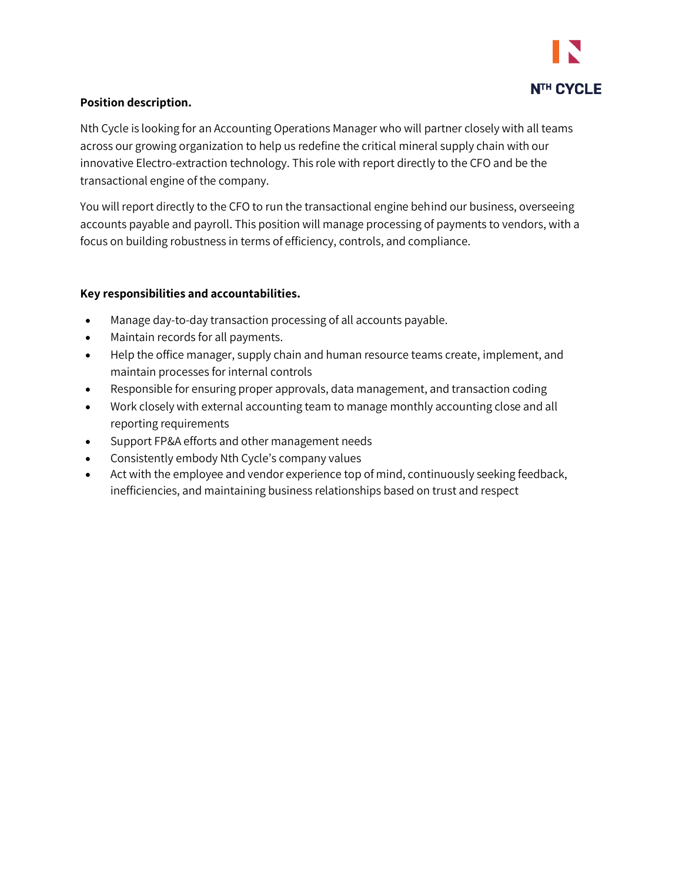**Position description.**

Nth Cycle is looking for an Accounting Operations Manager who will partner closely with all teams across our growing organization to help us redefine the critical mineral supply chain with our innovative Electro-extraction technology. This role with report directly to the CFO and be the transactional engine of the company.

You will report directly to the CFO to run the transactional engine behind our business, overseeing accounts payable and payroll. This position will manage processing of payments to vendors, with a focus on building robustness in terms of efficiency, controls, and compliance.

**Key responsibilities and accountabilities.**

- Manage day-to-day transaction processing of all accounts payable.
- Maintain records for all payments.
- Help the office manager, supply chain and human resource teams create, implement, and maintain processes for internal controls
- Responsible for ensuring proper approvals, data management, and transaction coding
- Work closely with external accounting team to manage monthly accounting close and all reporting requirements
- Support FP&A efforts and other management needs
- Consistently embody Nth Cycle's company values
- Act with the employee and vendor experience top of mind, continuously seeking feedback, inefficiencies, and maintaining business relationships based on trust and respect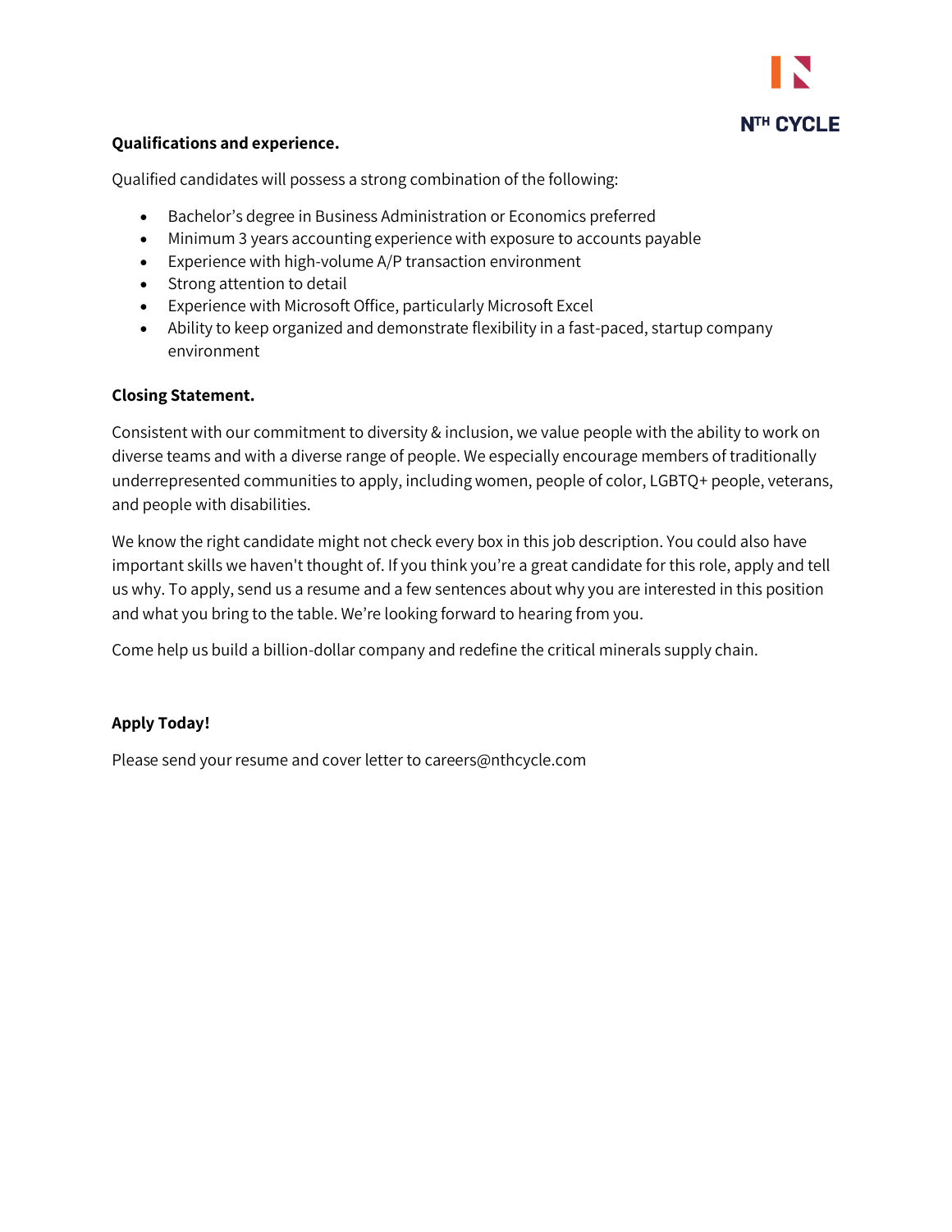**Qualifications and experience.**

Qualified candidates will possess a strong combination of the following:

- Bachelor's degree in Business Administration or Economics preferred
- Minimum 3 years accounting experience with exposure to accounts payable
- Experience with high-volume A/P transaction environment
- Strong attention to detail
- Experience with Microsoft Office, particularly Microsoft Excel
- Ability to keep organized and demonstrate flexibility in a fast-paced, startup company environment

**Closing Statement.**

Consistent with our commitment to diversity & inclusion, we value people with the ability to work on diverse teams and with a diverse range of people. We especially encourage members of traditionally underrepresented communities to apply, including women, people of color, LGBTQ+ people, veterans, and people with disabilities.

We know the right candidate might not check every box in this job description. You could also have important skills we haven't thought of. If you think you're a great candidate for this role, apply and tell us why. To apply, send us a resume and a few sentences about why you are interested in this position and what you bring to the table. We're looking forward to hearing from you.

Come help us build a billion-dollar company and redefine the critical minerals supply chain.

**Apply Today!**

Please send your resume and cover letter to careers@nthcycle.com